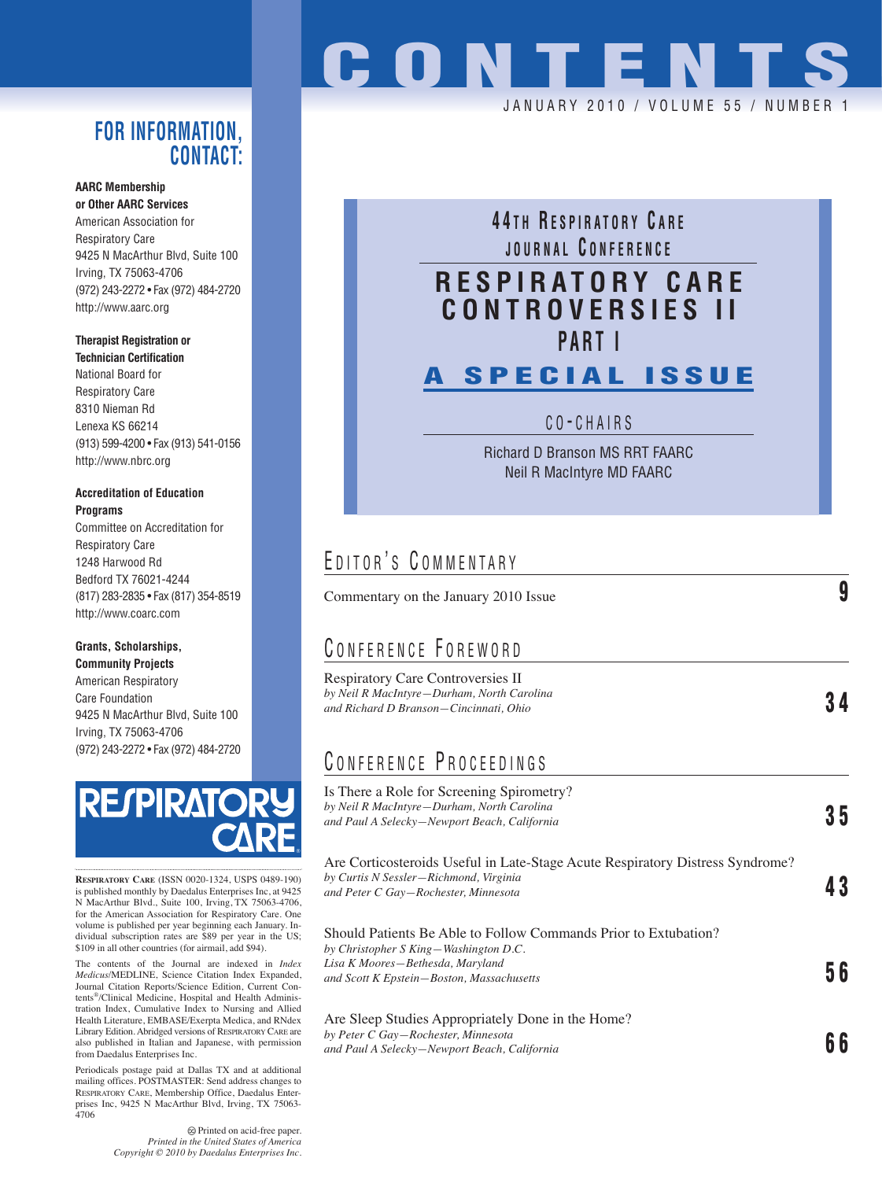# CONTENTS

JANUARY 2010 / VOLUME 55 / NUMBER 1

## 44TH RESPIRATORY CARE JOURNAL CONFERENCE

## RESPIRATORY CARE CONTROVERSIES II

### PART I

### A SPECIAL ISSUE

CO-CHAIRS

Richard D Branson MS RRT FAARC
Neil R MacIntyre MD FAARC

## EDITOR'S COMMENTARY

Commentary on the January 2010 Issue — **9**

## CONFERENCE FOREWORD

Respiratory Care Controversies II
*by Neil R MacIntyre—Durham, North Carolina*
*and Richard D Branson—Cincinnati, Ohio* — **34**

## CONFERENCE PROCEEDINGS

Is There a Role for Screening Spirometry?
*by Neil R MacIntyre—Durham, North Carolina*
*and Paul A Selecky—Newport Beach, California* — **35**

Are Corticosteroids Useful in Late-Stage Acute Respiratory Distress Syndrome?
*by Curtis N Sessler—Richmond, Virginia*
*and Peter C Gay—Rochester, Minnesota* — **43**

Should Patients Be Able to Follow Commands Prior to Extubation?
*by Christopher S King—Washington D.C.*
*Lisa K Moores—Bethesda, Maryland*
*and Scott K Epstein—Boston, Massachusetts* — **56**

Are Sleep Studies Appropriately Done in the Home?
*by Peter C Gay—Rochester, Minnesota*
*and Paul A Selecky—Newport Beach, California* — **66**

## FOR INFORMATION, CONTACT:

**AARC Membership or Other AARC Services**
American Association for Respiratory Care
9425 N MacArthur Blvd, Suite 100
Irving, TX 75063-4706
(972) 243-2272 • Fax (972) 484-2720
http://www.aarc.org

**Therapist Registration or Technician Certification**
National Board for Respiratory Care
8310 Nieman Rd
Lenexa KS 66214
(913) 599-4200 • Fax (913) 541-0156
http://www.nbrc.org

**Accreditation of Education Programs**
Committee on Accreditation for Respiratory Care
1248 Harwood Rd
Bedford TX 76021-4244
(817) 283-2835 • Fax (817) 354-8519
http://www.coarc.com

**Grants, Scholarships, Community Projects**
American Respiratory Care Foundation
9425 N MacArthur Blvd, Suite 100
Irving, TX 75063-4706
(972) 243-2272 • Fax (972) 484-2720

RESPIRATORY CARE

RESPIRATORY CARE (ISSN 0020-1324, USPS 0489-190) is published monthly by Daedalus Enterprises Inc, at 9425 N MacArthur Blvd., Suite 100, Irving, TX 75063-4706, for the American Association for Respiratory Care. One volume is published per year beginning each January. Individual subscription rates are $89 per year in the US; $109 in all other countries (for airmail, add $94).

The contents of the Journal are indexed in *Index Medicus*/MEDLINE, Science Citation Index Expanded, Journal Citation Reports/Science Edition, Current Contents®/Clinical Medicine, Hospital and Health Administration Index, Cumulative Index to Nursing and Allied Health Literature, EMBASE/Exerpta Medica, and RNdex Library Edition. Abridged versions of RESPIRATORY CARE are also published in Italian and Japanese, with permission from Daedalus Enterprises Inc.

Periodicals postage paid at Dallas TX and at additional mailing offices. POSTMASTER: Send address changes to RESPIRATORY CARE, Membership Office, Daedalus Enterprises Inc, 9425 N MacArthur Blvd, Irving, TX 75063-4706

Printed on acid-free paper.
*Printed in the United States of America*
*Copyright © 2010 by Daedalus Enterprises Inc.*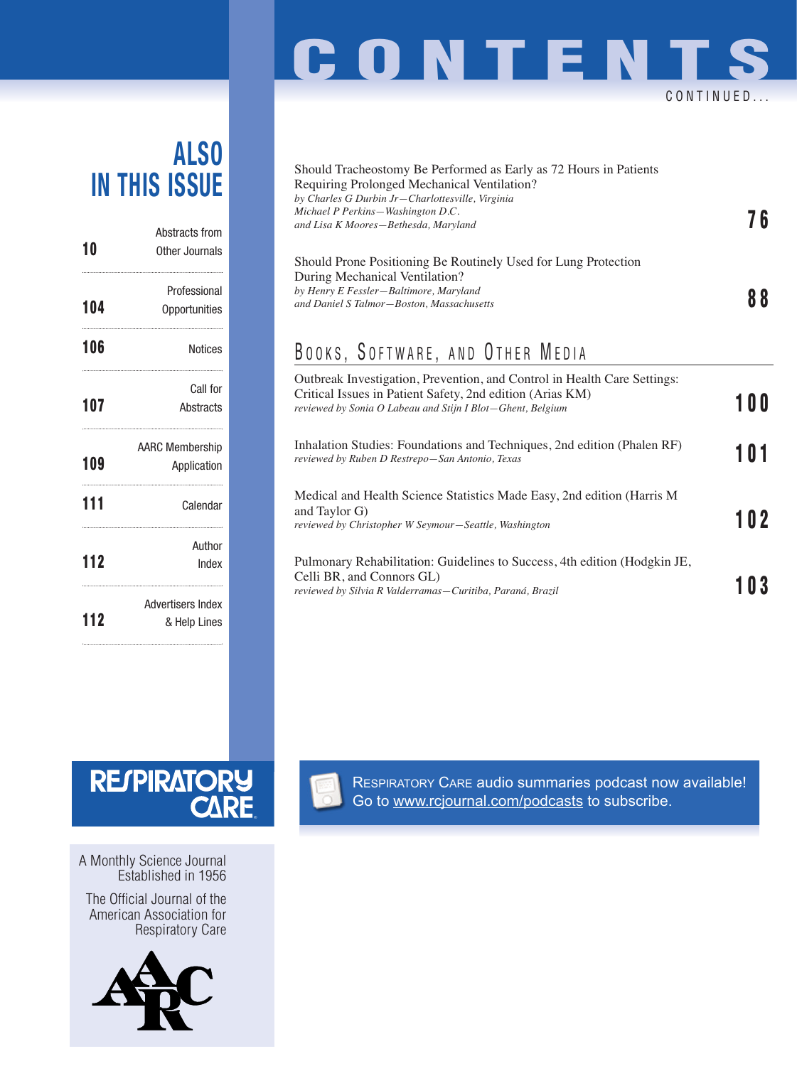# CONTENTS

CONTINUED...

Should Tracheostomy Be Performed as Early as 72 Hours in Patients Requiring Prolonged Mechanical Ventilation?
*by Charles G Durbin Jr—Charlottesville, Virginia*
*Michael P Perkins—Washington D.C.*
*and Lisa K Moores—Bethesda, Maryland*
**76**

Should Prone Positioning Be Routinely Used for Lung Protection During Mechanical Ventilation?
*by Henry E Fessler—Baltimore, Maryland*
*and Daniel S Talmor—Boston, Massachusetts*
**88**

## Books, Software, and Other Media

Outbreak Investigation, Prevention, and Control in Health Care Settings: Critical Issues in Patient Safety, 2nd edition (Arias KM)
*reviewed by Sonia O Labeau and Stijn I Blot—Ghent, Belgium*
**100**

Inhalation Studies: Foundations and Techniques, 2nd edition (Phalen RF)
*reviewed by Ruben D Restrepo—San Antonio, Texas*
**101**

Medical and Health Science Statistics Made Easy, 2nd edition (Harris M and Taylor G)
*reviewed by Christopher W Seymour—Seattle, Washington*
**102**

Pulmonary Rehabilitation: Guidelines to Success, 4th edition (Hodgkin JE, Celli BR, and Connors GL)
*reviewed by Silvia R Valderramas—Curitiba, Paraná, Brazil*
**103**

## ALSO IN THIS ISSUE

| | |
|---|---|
| 10 | Abstracts from Other Journals |
| 104 | Professional Opportunities |
| 106 | Notices |
| 107 | Call for Abstracts |
| 109 | AARC Membership Application |
| 111 | Calendar |
| 112 | Author Index |
| 112 | Advertisers Index & Help Lines |

RESPIRATORY CARE

A Monthly Science Journal Established in 1956

The Official Journal of the American Association for Respiratory Care

AARC

RESPIRATORY CARE audio summaries podcast now available! Go to www.rcjournal.com/podcasts to subscribe.